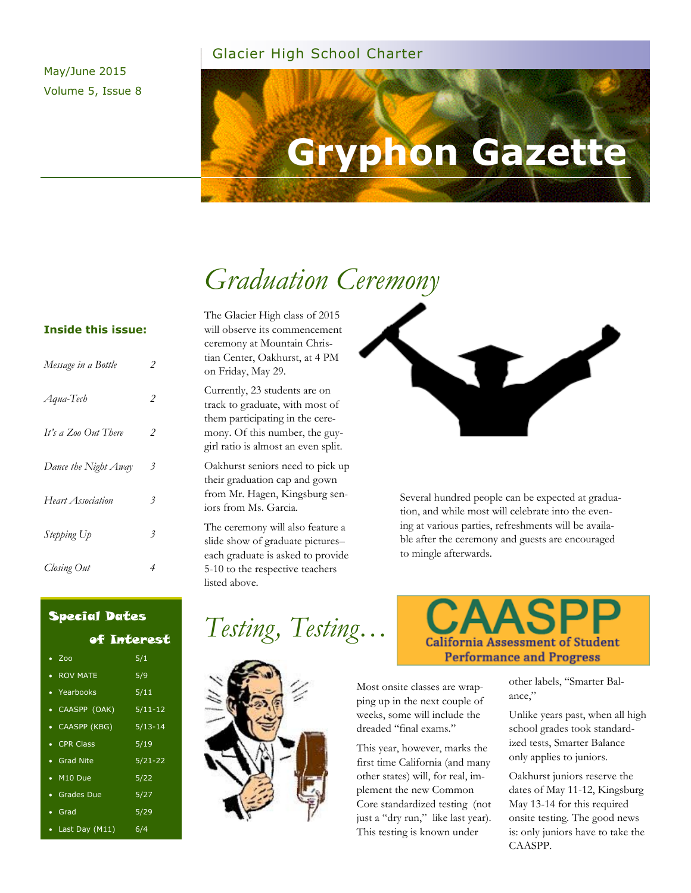May/June 2015

Volume 5, Issue 8

Glacier High School Charter

# Gryphon Gazette

**Inside this issue:**

| | |
|---|---|
| *Message in a Bottle* | 2 |
| *Aqua-Tech* | 2 |
| *It's a Zoo Out There* | 2 |
| *Dance the Night Away* | 3 |
| *Heart Association* | 3 |
| *Stepping Up* | 3 |
| *Closing Out* | 4 |

**Special Dates of Interest**

| | |
|---|---|
| • Zoo | 5/1 |
| • ROV MATE | 5/9 |
| • Yearbooks | 5/11 |
| • CAASPP (OAK) | 5/11-12 |
| • CAASPP (KBG) | 5/13-14 |
| • CPR Class | 5/19 |
| • Grad Nite | 5/21-22 |
| • M10 Due | 5/22 |
| • Grades Due | 5/27 |
| • Grad | 5/29 |
| • Last Day (M11) | 6/4 |

## Graduation Ceremony

The Glacier High class of 2015 will observe its commencement ceremony at Mountain Christian Center, Oakhurst, at 4 PM on Friday, May 29.

Currently, 23 students are on track to graduate, with most of them participating in the ceremony. Of this number, the guy-girl ratio is almost an even split.

Oakhurst seniors need to pick up their graduation cap and gown from Mr. Hagen, Kingsburg seniors from Ms. Garcia.

The ceremony will also feature a slide show of graduate pictures–each graduate is asked to provide 5-10 to the respective teachers listed above.

Several hundred people can be expected at graduation, and while most will celebrate into the evening at various parties, refreshments will be available after the ceremony and guests are encouraged to mingle afterwards.

## Testing, Testing…

CAASPP — California Assessment of Student Performance and Progress

Most onsite classes are wrapping up in the next couple of weeks, some will include the dreaded "final exams."

This year, however, marks the first time California (and many other states) will, for real, implement the new Common Core standardized testing (not just a "dry run," like last year). This testing is known under other labels, "Smarter Balance,"

Unlike years past, when all high school grades took standardized tests, Smarter Balance only applies to juniors.

Oakhurst juniors reserve the dates of May 11-12, Kingsburg May 13-14 for this required onsite testing. The good news is: only juniors have to take the CAASPP.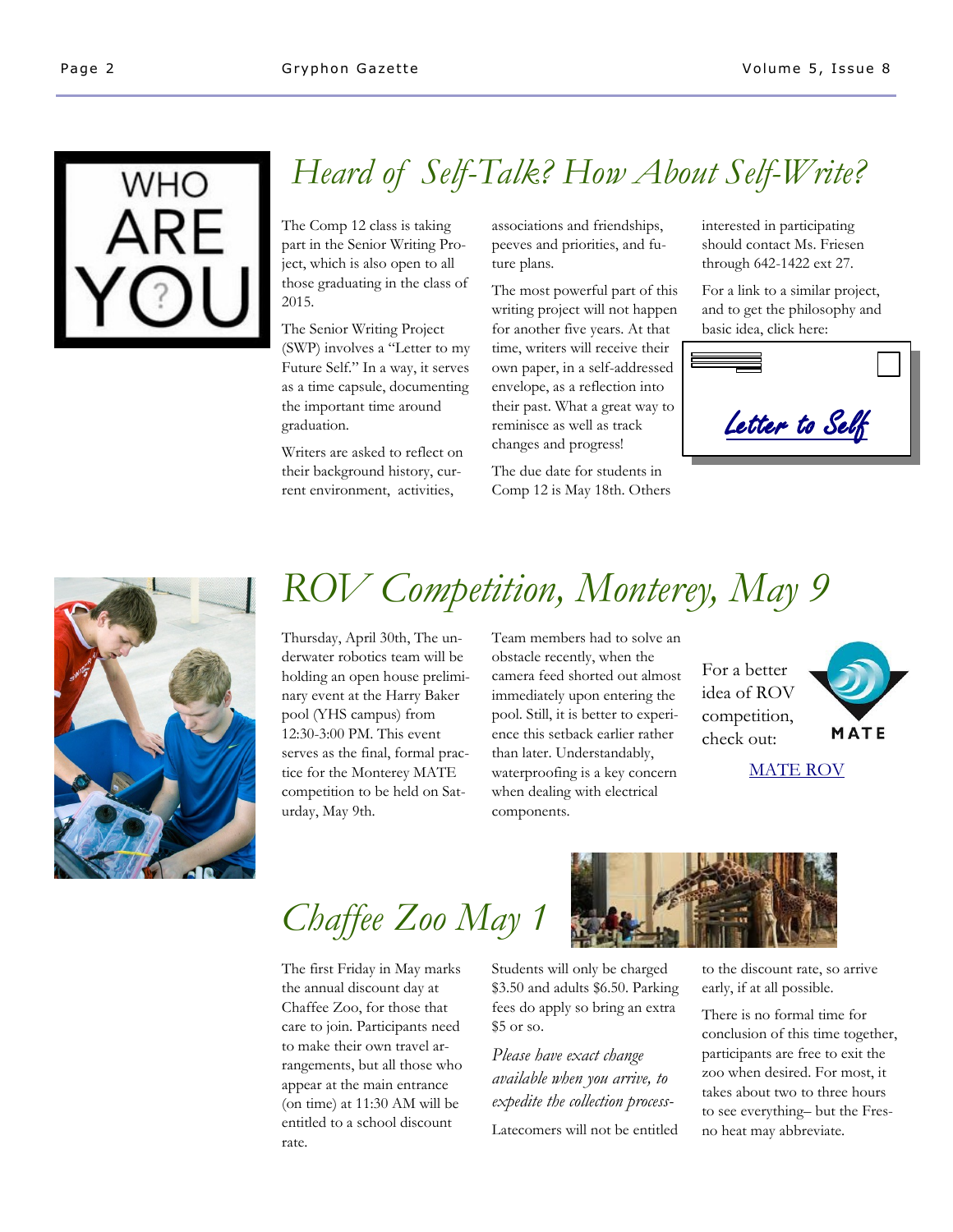## Heard of Self-Talk? How About Self-Write?

The Comp 12 class is taking part in the Senior Writing Project, which is also open to all those graduating in the class of 2015.

The Senior Writing Project (SWP) involves a "Letter to my Future Self." In a way, it serves as a time capsule, documenting the important time around graduation.

Writers are asked to reflect on their background history, current environment, activities, associations and friendships, peeves and priorities, and future plans.

The most powerful part of this writing project will not happen for another five years. At that time, writers will receive their own paper, in a self-addressed envelope, as a reflection into their past. What a great way to reminisce as well as track changes and progress!

The due date for students in Comp 12 is May 18th. Others interested in participating should contact Ms. Friesen through 642-1422 ext 27.

For a link to a similar project, and to get the philosophy and basic idea, click here:

Letter to Self

## ROV Competition, Monterey, May 9

Thursday, April 30th, The underwater robotics team will be holding an open house preliminary event at the Harry Baker pool (YHS campus) from 12:30-3:00 PM. This event serves as the final, formal practice for the Monterey MATE competition to be held on Saturday, May 9th.

Team members had to solve an obstacle recently, when the camera feed shorted out almost immediately upon entering the pool. Still, it is better to experience this setback earlier rather than later. Understandably, waterproofing is a key concern when dealing with electrical components.

For a better idea of ROV competition, check out:

MATE ROV

## Chaffee Zoo May 1

The first Friday in May marks the annual discount day at Chaffee Zoo, for those that care to join. Participants need to make their own travel arrangements, but all those who appear at the main entrance (on time) at 11:30 AM will be entitled to a school discount rate.

Students will only be charged $3.50 and adults $6.50. Parking fees do apply so bring an extra $5 or so.

*Please have exact change available when you arrive, to expedite the collection process-*

Latecomers will not be entitled to the discount rate, so arrive early, if at all possible.

There is no formal time for conclusion of this time together, participants are free to exit the zoo when desired. For most, it takes about two to three hours to see everything– but the Fresno heat may abbreviate.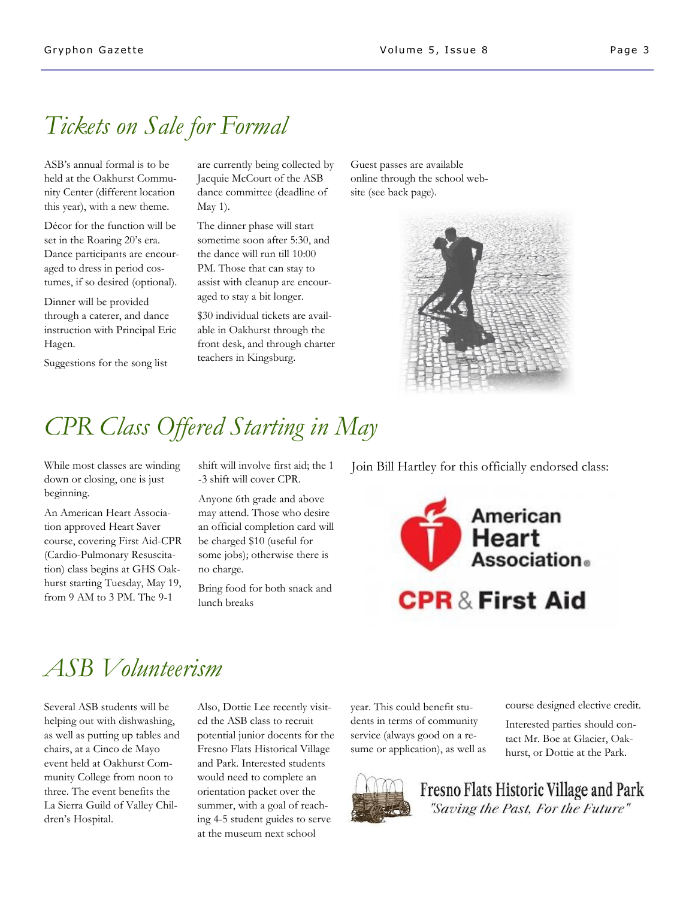# Tickets on Sale for Formal

ASB's annual formal is to be held at the Oakhurst Community Center (different location this year), with a new theme.

Décor for the function will be set in the Roaring 20's era. Dance participants are encouraged to dress in period costumes, if so desired (optional).

Dinner will be provided through a caterer, and dance instruction with Principal Eric Hagen.

Suggestions for the song list are currently being collected by Jacquie McCourt of the ASB dance committee (deadline of May 1).

The dinner phase will start sometime soon after 5:30, and the dance will run till 10:00 PM. Those that can stay to assist with cleanup are encouraged to stay a bit longer.

$30 individual tickets are available in Oakhurst through the front desk, and through charter teachers in Kingsburg.

Guest passes are available online through the school website (see back page).

# CPR Class Offered Starting in May

While most classes are winding down or closing, one is just beginning.

An American Heart Association approved Heart Saver course, covering First Aid-CPR (Cardio-Pulmonary Resuscitation) class begins at GHS Oakhurst starting Tuesday, May 19, from 9 AM to 3 PM. The 9-1 shift will involve first aid; the 1-3 shift will cover CPR.

Anyone 6th grade and above may attend. Those who desire an official completion card will be charged $10 (useful for some jobs); otherwise there is no charge.

Bring food for both snack and lunch breaks

Join Bill Hartley for this officially endorsed class:

American Heart Association®

CPR & First Aid

# ASB Volunteerism

Several ASB students will be helping out with dishwashing, as well as putting up tables and chairs, at a Cinco de Mayo event held at Oakhurst Community College from noon to three. The event benefits the La Sierra Guild of Valley Children's Hospital.

Also, Dottie Lee recently visited the ASB class to recruit potential junior docents for the Fresno Flats Historical Village and Park. Interested students would need to complete an orientation packet over the summer, with a goal of reaching 4-5 student guides to serve at the museum next school year. This could benefit students in terms of community service (always good on a resume or application), as well as course designed elective credit.

Interested parties should contact Mr. Boe at Glacier, Oakhurst, or Dottie at the Park.

Fresno Flats Historic Village and Park

*"Saving the Past, For the Future"*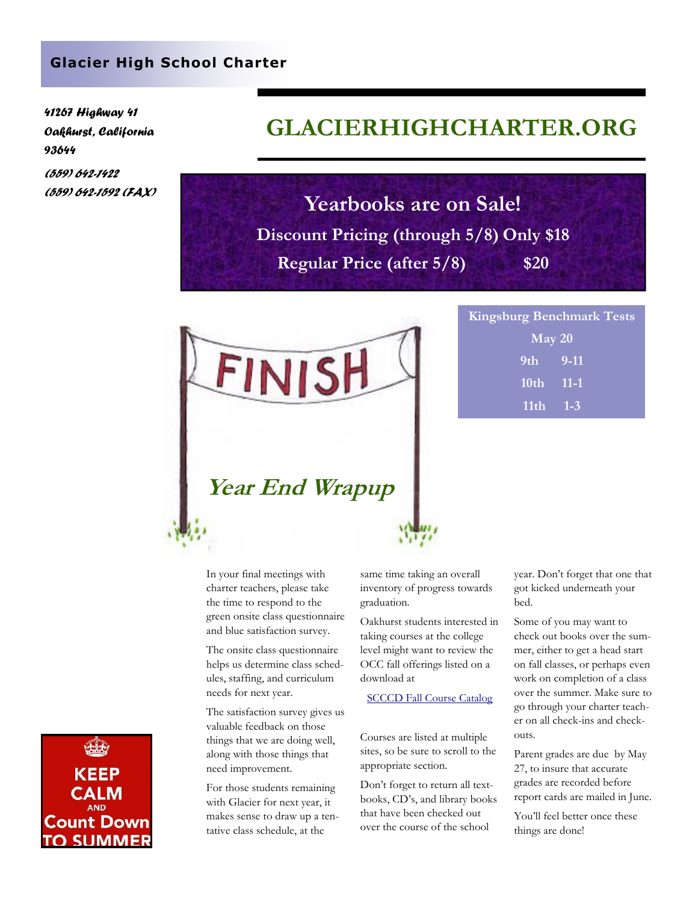**Glacier High School Charter**

*41267 Highway 41*
*Oakhurst, California 93644*

*(559) 642-1422*
*(559) 642-1592 (FAX)*

# GLACIERHIGHCHARTER.ORG

## Yearbooks are on Sale!

**Discount Pricing (through 5/8) Only $18**

**Regular Price (after 5/8) $20**

| Kingsburg Benchmark Tests | |
|---|---|
| May 20 | |
| 9th | 9-11 |
| 10th | 11-1 |
| 11th | 1-3 |

FINISH

## *Year End Wrapup*

In your final meetings with charter teachers, please take the time to respond to the green onsite class questionnaire and blue satisfaction survey.

The onsite class questionnaire helps us determine class schedules, staffing, and curriculum needs for next year.

The satisfaction survey gives us valuable feedback on those things that we are doing well, along with those things that need improvement.

For those students remaining with Glacier for next year, it makes sense to draw up a tentative class schedule, at the same time taking an overall inventory of progress towards graduation.

Oakhurst students interested in taking courses at the college level might want to review the OCC fall offerings listed on a download at

SCCCD Fall Course Catalog

Courses are listed at multiple sites, so be sure to scroll to the appropriate section.

Don't forget to return all textbooks, CD's, and library books that have been checked out over the course of the school year. Don't forget that one that got kicked underneath your bed.

Some of you may want to check out books over the summer, either to get a head start on fall classes, or perhaps even work on completion of a class over the summer. Make sure to go through your charter teacher on all check-ins and check-outs.

Parent grades are due by May 27, to insure that accurate grades are recorded before report cards are mailed in June.

You'll feel better once these things are done!

KEEP CALM AND Count Down TO SUMMER